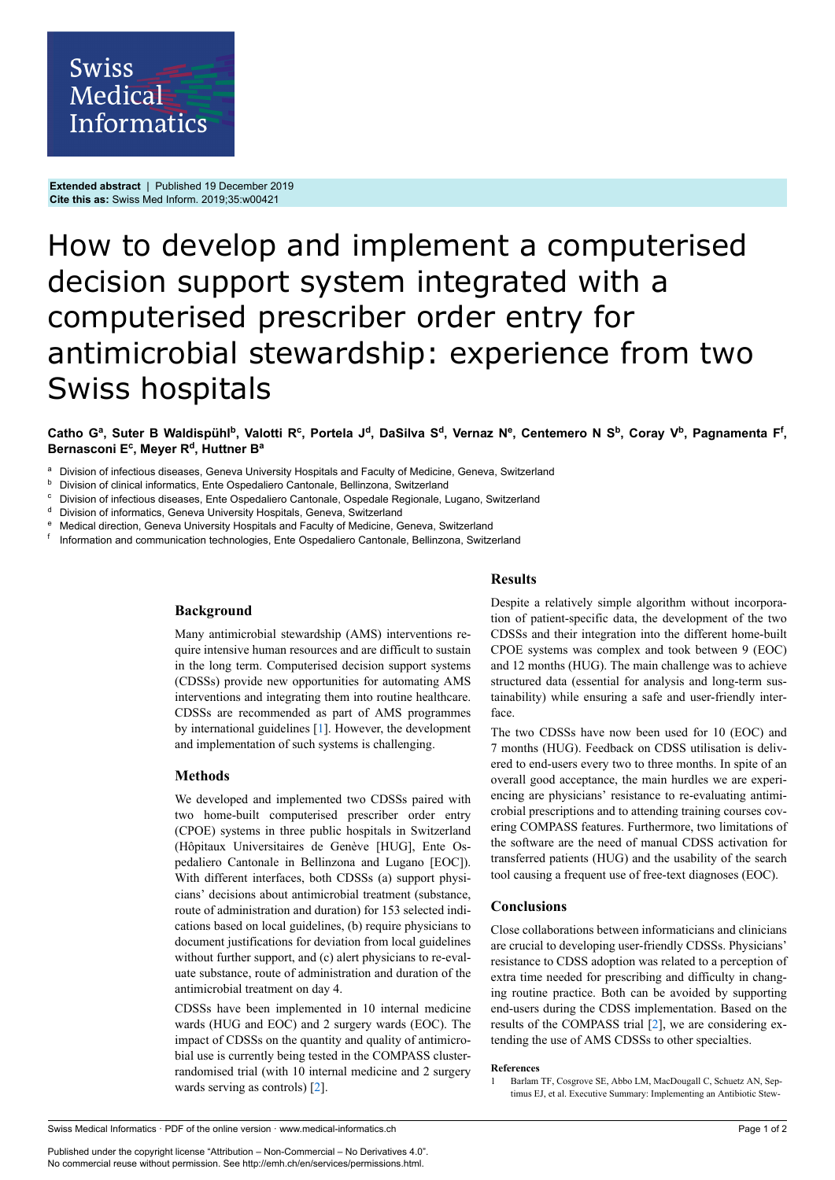**Extended abstract** | Published 19 December 2019
**Cite this as:** Swiss Med Inform. 2019;35:w00421

# How to develop and implement a computerised decision support system integrated with a computerised prescriber order entry for antimicrobial stewardship: experience from two Swiss hospitals

**Catho G[a], Suter B Waldispühl[b], Valotti R[c], Portela J[d], DaSilva S[d], Vernaz N[e], Centemero N S[b], Coray V[b], Pagnamenta F[f], Bernasconi E[c], Meyer R[d], Huttner B[a]**

[a] Division of infectious diseases, Geneva University Hospitals and Faculty of Medicine, Geneva, Switzerland
[b] Division of clinical informatics, Ente Ospedaliero Cantonale, Bellinzona, Switzerland
[c] Division of infectious diseases, Ente Ospedaliero Cantonale, Ospedale Regionale, Lugano, Switzerland
[d] Division of informatics, Geneva University Hospitals, Geneva, Switzerland
[e] Medical direction, Geneva University Hospitals and Faculty of Medicine, Geneva, Switzerland
[f] Information and communication technologies, Ente Ospedaliero Cantonale, Bellinzona, Switzerland

## Background

Many antimicrobial stewardship (AMS) interventions require intensive human resources and are difficult to sustain in the long term. Computerised decision support systems (CDSSs) provide new opportunities for automating AMS interventions and integrating them into routine healthcare. CDSSs are recommended as part of AMS programmes by international guidelines [1]. However, the development and implementation of such systems is challenging.

## Methods

We developed and implemented two CDSSs paired with two home-built computerised prescriber order entry (CPOE) systems in three public hospitals in Switzerland (Hôpitaux Universitaires de Genève [HUG], Ente Ospedaliero Cantonale in Bellinzona and Lugano [EOC]). With different interfaces, both CDSSs (a) support physicians' decisions about antimicrobial treatment (substance, route of administration and duration) for 153 selected indications based on local guidelines, (b) require physicians to document justifications for deviation from local guidelines without further support, and (c) alert physicians to re-evaluate substance, route of administration and duration of the antimicrobial treatment on day 4.

CDSSs have been implemented in 10 internal medicine wards (HUG and EOC) and 2 surgery wards (EOC). The impact of CDSSs on the quantity and quality of antimicrobial use is currently being tested in the COMPASS cluster-randomised trial (with 10 internal medicine and 2 surgery wards serving as controls) [2].

## Results

Despite a relatively simple algorithm without incorporation of patient-specific data, the development of the two CDSSs and their integration into the different home-built CPOE systems was complex and took between 9 (EOC) and 12 months (HUG). The main challenge was to achieve structured data (essential for analysis and long-term sustainability) while ensuring a safe and user-friendly interface.

The two CDSSs have now been used for 10 (EOC) and 7 months (HUG). Feedback on CDSS utilisation is delivered to end-users every two to three months. In spite of an overall good acceptance, the main hurdles we are experiencing are physicians' resistance to re-evaluating antimicrobial prescriptions and to attending training courses covering COMPASS features. Furthermore, two limitations of the software are the need of manual CDSS activation for transferred patients (HUG) and the usability of the search tool causing a frequent use of free-text diagnoses (EOC).

## Conclusions

Close collaborations between informaticians and clinicians are crucial to developing user-friendly CDSSs. Physicians' resistance to CDSS adoption was related to a perception of extra time needed for prescribing and difficulty in changing routine practice. Both can be avoided by supporting end-users during the CDSS implementation. Based on the results of the COMPASS trial [2], we are considering extending the use of AMS CDSSs to other specialties.

### References

1 Barlam TF, Cosgrove SE, Abbo LM, MacDougall C, Schuetz AN, Septimus EJ, et al. Executive Summary: Implementing an Antibiotic Stew-

Published under the copyright license "Attribution – Non-Commercial – No Derivatives 4.0". No commercial reuse without permission. See http://emh.ch/en/services/permissions.html.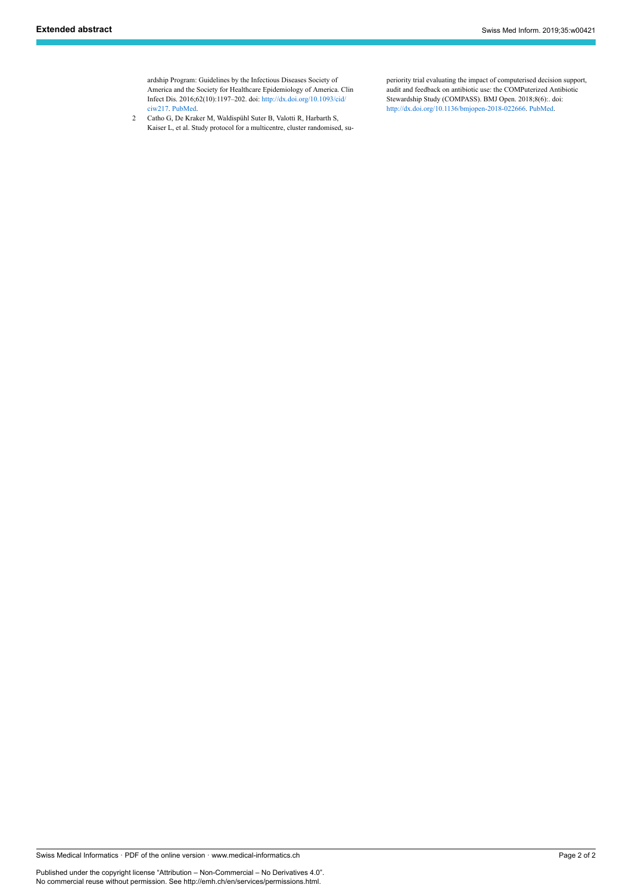ardship Program: Guidelines by the Infectious Diseases Society of America and the Society for Healthcare Epidemiology of America. Clin Infect Dis. 2016;62(10):1197–202. doi: http://dx.doi.org/10.1093/cid/ciw217. PubMed.

2 Catho G, De Kraker M, Waldispühl Suter B, Valotti R, Harbarth S, Kaiser L, et al. Study protocol for a multicentre, cluster randomised, superiority trial evaluating the impact of computerised decision support, audit and feedback on antibiotic use: the COMPuterized Antibiotic Stewardship Study (COMPASS). BMJ Open. 2018;8(6):. doi: http://dx.doi.org/10.1136/bmjopen-2018-022666. PubMed.

Published under the copyright license “Attribution – Non-Commercial – No Derivatives 4.0”. No commercial reuse without permission. See http://emh.ch/en/services/permissions.html.